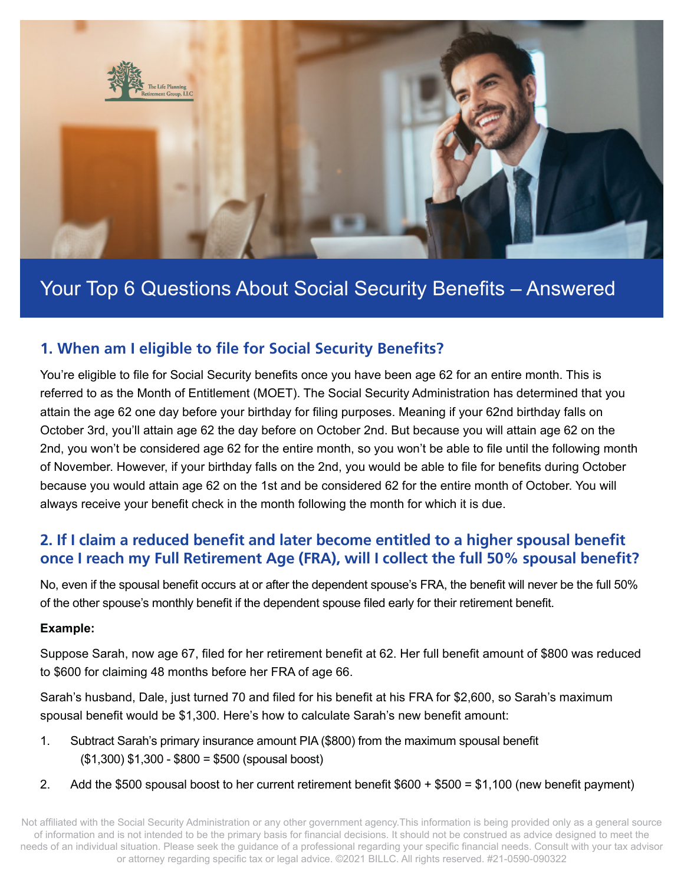# Your Top 6 Questions About Social Security Benefits – Answered

## 1. When am I eligible to file for Social Security Benefits?

You're eligible to file for Social Security benefits once you have been age 62 for an entire month. This is referred to as the Month of Entitlement (MOET). The Social Security Administration has determined that you attain the age 62 one day before your birthday for filing purposes. Meaning if your 62nd birthday falls on October 3rd, you'll attain age 62 the day before on October 2nd. But because you will attain age 62 on the 2nd, you won't be considered age 62 for the entire month, so you won't be able to file until the following month of November. However, if your birthday falls on the 2nd, you would be able to file for benefits during October because you would attain age 62 on the 1st and be considered 62 for the entire month of October. You will always receive your benefit check in the month following the month for which it is due.

## 2. If I claim a reduced benefit and later become entitled to a higher spousal benefit once I reach my Full Retirement Age (FRA), will I collect the full 50% spousal benefit?

No, even if the spousal benefit occurs at or after the dependent spouse's FRA, the benefit will never be the full 50% of the other spouse's monthly benefit if the dependent spouse filed early for their retirement benefit.

**Example:**

Suppose Sarah, now age 67, filed for her retirement benefit at 62. Her full benefit amount of $800 was reduced to $600 for claiming 48 months before her FRA of age 66.

Sarah's husband, Dale, just turned 70 and filed for his benefit at his FRA for $2,600, so Sarah's maximum spousal benefit would be $1,300. Here's how to calculate Sarah's new benefit amount:

1. Subtract Sarah's primary insurance amount PIA ($800) from the maximum spousal benefit ($1,300) $1,300 - $800 = $500 (spousal boost)
2. Add the $500 spousal boost to her current retirement benefit $600 + $500 = $1,100 (new benefit payment)

Not affiliated with the Social Security Administration or any other government agency.This information is being provided only as a general source of information and is not intended to be the primary basis for financial decisions. It should not be construed as advice designed to meet the needs of an individual situation. Please seek the guidance of a professional regarding your specific financial needs. Consult with your tax advisor or attorney regarding specific tax or legal advice. ©2021 BILLC. All rights reserved. #21-0590-090322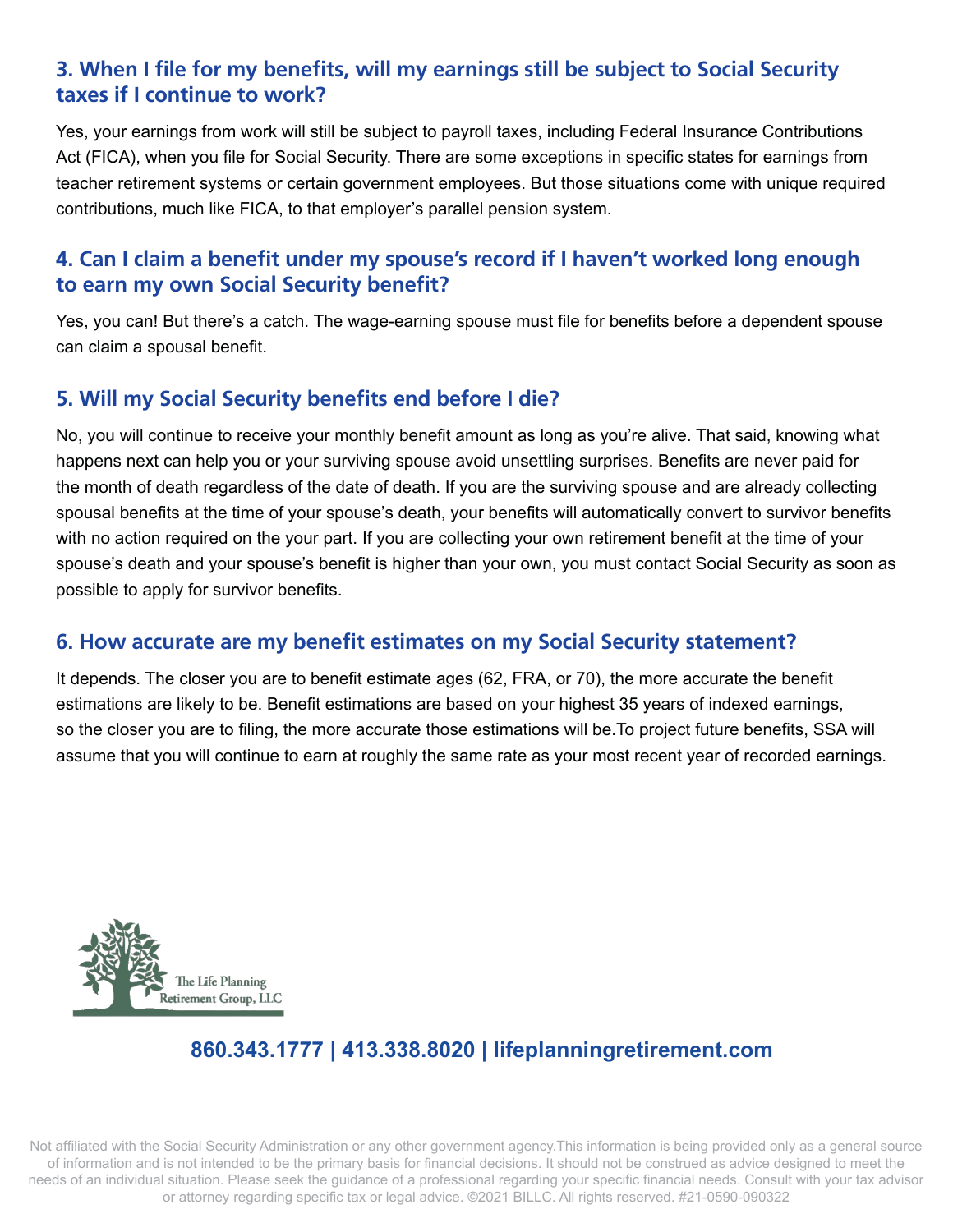### 3. When I file for my benefits, will my earnings still be subject to Social Security taxes if I continue to work?

Yes, your earnings from work will still be subject to payroll taxes, including Federal Insurance Contributions Act (FICA), when you file for Social Security. There are some exceptions in specific states for earnings from teacher retirement systems or certain government employees. But those situations come with unique required contributions, much like FICA, to that employer's parallel pension system.

### 4. Can I claim a benefit under my spouse's record if I haven't worked long enough to earn my own Social Security benefit?

Yes, you can! But there's a catch. The wage-earning spouse must file for benefits before a dependent spouse can claim a spousal benefit.

### 5. Will my Social Security benefits end before I die?

No, you will continue to receive your monthly benefit amount as long as you're alive. That said, knowing what happens next can help you or your surviving spouse avoid unsettling surprises. Benefits are never paid for the month of death regardless of the date of death. If you are the surviving spouse and are already collecting spousal benefits at the time of your spouse's death, your benefits will automatically convert to survivor benefits with no action required on the your part. If you are collecting your own retirement benefit at the time of your spouse's death and your spouse's benefit is higher than your own, you must contact Social Security as soon as possible to apply for survivor benefits.

### 6. How accurate are my benefit estimates on my Social Security statement?

It depends. The closer you are to benefit estimate ages (62, FRA, or 70), the more accurate the benefit estimations are likely to be. Benefit estimations are based on your highest 35 years of indexed earnings, so the closer you are to filing, the more accurate those estimations will be.To project future benefits, SSA will assume that you will continue to earn at roughly the same rate as your most recent year of recorded earnings.

The Life Planning Retirement Group, LLC

**860.343.1777 | 413.338.8020 | lifeplanningretirement.com**

Not affiliated with the Social Security Administration or any other government agency.This information is being provided only as a general source of information and is not intended to be the primary basis for financial decisions. It should not be construed as advice designed to meet the needs of an individual situation. Please seek the guidance of a professional regarding your specific financial needs. Consult with your tax advisor or attorney regarding specific tax or legal advice. ©2021 BILLC. All rights reserved. #21-0590-090322